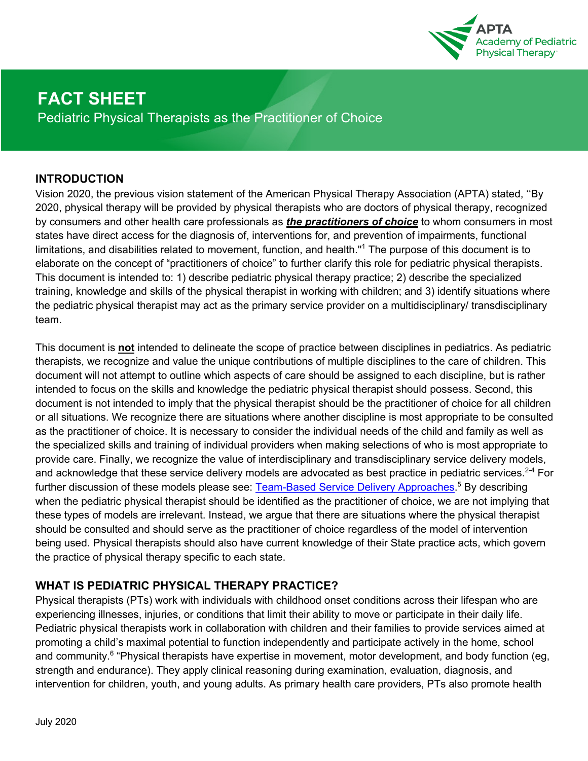APTA Academy of Pediatric Physical Therapy

# FACT SHEET

## Pediatric Physical Therapists as the Practitioner of Choice

### INTRODUCTION

Vision 2020, the previous vision statement of the American Physical Therapy Association (APTA) stated, ''By 2020, physical therapy will be provided by physical therapists who are doctors of physical therapy, recognized by consumers and other health care professionals as ***the practitioners of choice*** to whom consumers in most states have direct access for the diagnosis of, interventions for, and prevention of impairments, functional limitations, and disabilities related to movement, function, and health."[1] The purpose of this document is to elaborate on the concept of "practitioners of choice" to further clarify this role for pediatric physical therapists. This document is intended to: 1) describe pediatric physical therapy practice; 2) describe the specialized training, knowledge and skills of the physical therapist in working with children; and 3) identify situations where the pediatric physical therapist may act as the primary service provider on a multidisciplinary/ transdisciplinary team.

This document is **not** intended to delineate the scope of practice between disciplines in pediatrics. As pediatric therapists, we recognize and value the unique contributions of multiple disciplines to the care of children. This document will not attempt to outline which aspects of care should be assigned to each discipline, but is rather intended to focus on the skills and knowledge the pediatric physical therapist should possess. Second, this document is not intended to imply that the physical therapist should be the practitioner of choice for all children or all situations. We recognize there are situations where another discipline is most appropriate to be consulted as the practitioner of choice. It is necessary to consider the individual needs of the child and family as well as the specialized skills and training of individual providers when making selections of who is most appropriate to provide care. Finally, we recognize the value of interdisciplinary and transdisciplinary service delivery models, and acknowledge that these service delivery models are advocated as best practice in pediatric services.[2-4] For further discussion of these models please see: Team-Based Service Delivery Approaches.[5] By describing when the pediatric physical therapist should be identified as the practitioner of choice, we are not implying that these types of models are irrelevant. Instead, we argue that there are situations where the physical therapist should be consulted and should serve as the practitioner of choice regardless of the model of intervention being used. Physical therapists should also have current knowledge of their State practice acts, which govern the practice of physical therapy specific to each state.

### WHAT IS PEDIATRIC PHYSICAL THERAPY PRACTICE?

Physical therapists (PTs) work with individuals with childhood onset conditions across their lifespan who are experiencing illnesses, injuries, or conditions that limit their ability to move or participate in their daily life. Pediatric physical therapists work in collaboration with children and their families to provide services aimed at promoting a child's maximal potential to function independently and participate actively in the home, school and community.[6] "Physical therapists have expertise in movement, motor development, and body function (eg, strength and endurance). They apply clinical reasoning during examination, evaluation, diagnosis, and intervention for children, youth, and young adults. As primary health care providers, PTs also promote health

July 2020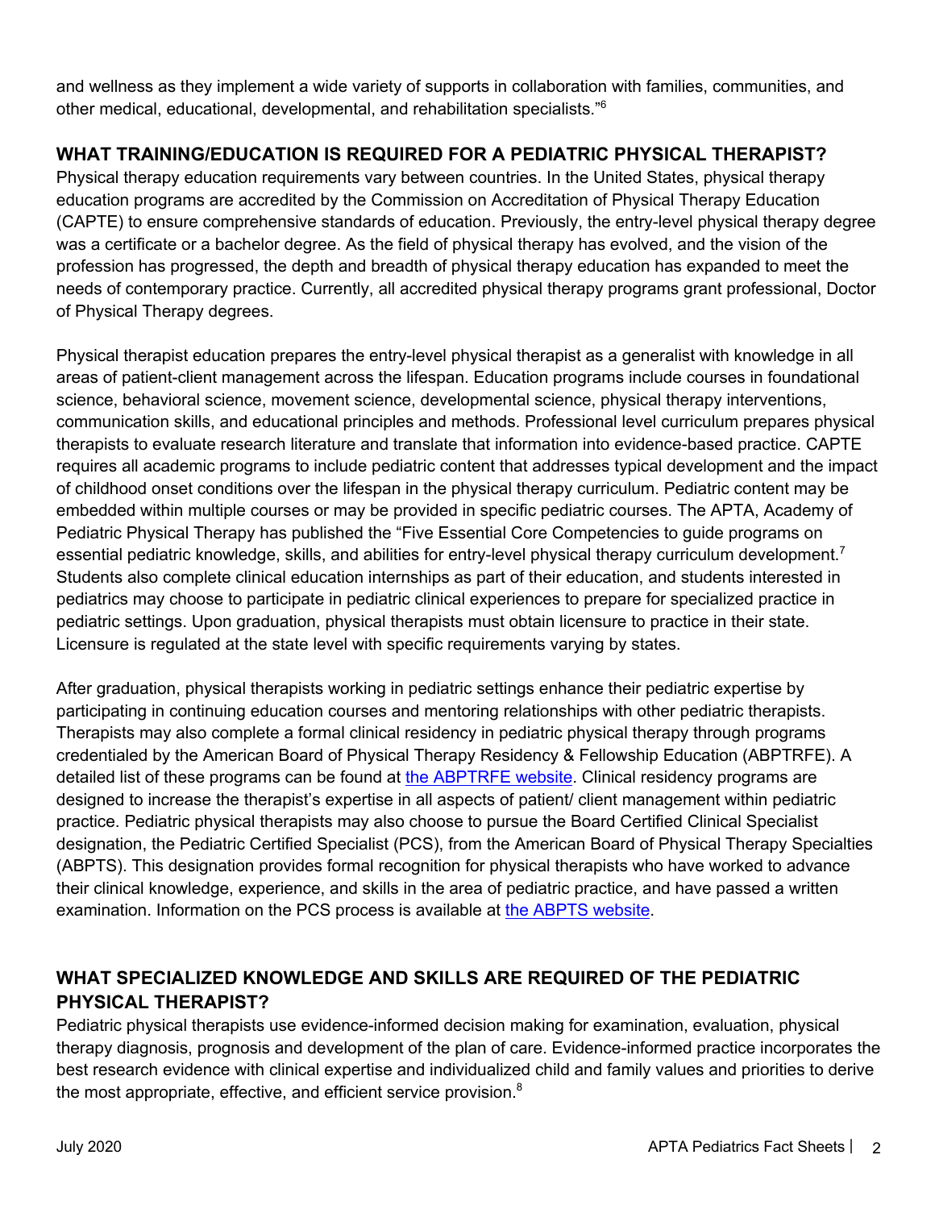and wellness as they implement a wide variety of supports in collaboration with families, communities, and other medical, educational, developmental, and rehabilitation specialists."[6]

## WHAT TRAINING/EDUCATION IS REQUIRED FOR A PEDIATRIC PHYSICAL THERAPIST?

Physical therapy education requirements vary between countries. In the United States, physical therapy education programs are accredited by the Commission on Accreditation of Physical Therapy Education (CAPTE) to ensure comprehensive standards of education. Previously, the entry-level physical therapy degree was a certificate or a bachelor degree. As the field of physical therapy has evolved, and the vision of the profession has progressed, the depth and breadth of physical therapy education has expanded to meet the needs of contemporary practice. Currently, all accredited physical therapy programs grant professional, Doctor of Physical Therapy degrees.

Physical therapist education prepares the entry-level physical therapist as a generalist with knowledge in all areas of patient-client management across the lifespan. Education programs include courses in foundational science, behavioral science, movement science, developmental science, physical therapy interventions, communication skills, and educational principles and methods. Professional level curriculum prepares physical therapists to evaluate research literature and translate that information into evidence-based practice. CAPTE requires all academic programs to include pediatric content that addresses typical development and the impact of childhood onset conditions over the lifespan in the physical therapy curriculum. Pediatric content may be embedded within multiple courses or may be provided in specific pediatric courses. The APTA, Academy of Pediatric Physical Therapy has published the "Five Essential Core Competencies to guide programs on essential pediatric knowledge, skills, and abilities for entry-level physical therapy curriculum development.[7] Students also complete clinical education internships as part of their education, and students interested in pediatrics may choose to participate in pediatric clinical experiences to prepare for specialized practice in pediatric settings. Upon graduation, physical therapists must obtain licensure to practice in their state. Licensure is regulated at the state level with specific requirements varying by states.

After graduation, physical therapists working in pediatric settings enhance their pediatric expertise by participating in continuing education courses and mentoring relationships with other pediatric therapists. Therapists may also complete a formal clinical residency in pediatric physical therapy through programs credentialed by the American Board of Physical Therapy Residency & Fellowship Education (ABPTRFE). A detailed list of these programs can be found at the ABPTRFE website. Clinical residency programs are designed to increase the therapist's expertise in all aspects of patient/ client management within pediatric practice. Pediatric physical therapists may also choose to pursue the Board Certified Clinical Specialist designation, the Pediatric Certified Specialist (PCS), from the American Board of Physical Therapy Specialties (ABPTS). This designation provides formal recognition for physical therapists who have worked to advance their clinical knowledge, experience, and skills in the area of pediatric practice, and have passed a written examination. Information on the PCS process is available at the ABPTS website.

## WHAT SPECIALIZED KNOWLEDGE AND SKILLS ARE REQUIRED OF THE PEDIATRIC PHYSICAL THERAPIST?

Pediatric physical therapists use evidence-informed decision making for examination, evaluation, physical therapy diagnosis, prognosis and development of the plan of care. Evidence-informed practice incorporates the best research evidence with clinical expertise and individualized child and family values and priorities to derive the most appropriate, effective, and efficient service provision.[8]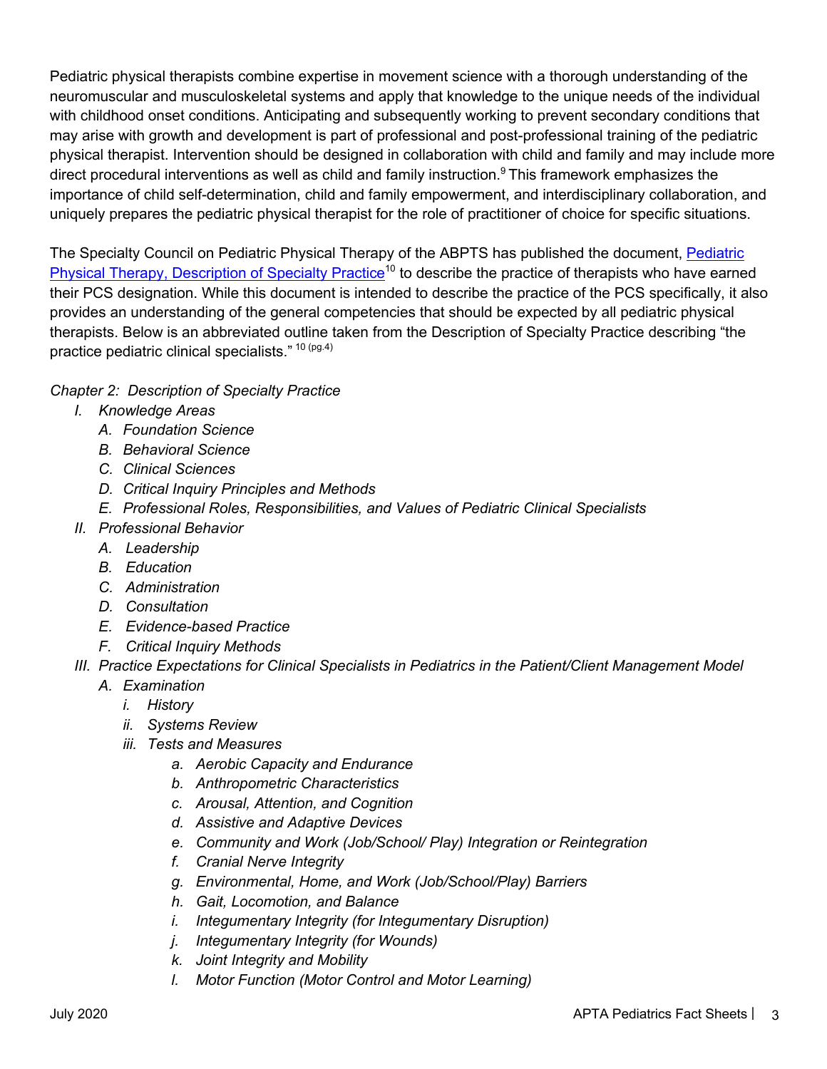Pediatric physical therapists combine expertise in movement science with a thorough understanding of the neuromuscular and musculoskeletal systems and apply that knowledge to the unique needs of the individual with childhood onset conditions. Anticipating and subsequently working to prevent secondary conditions that may arise with growth and development is part of professional and post-professional training of the pediatric physical therapist. Intervention should be designed in collaboration with child and family and may include more direct procedural interventions as well as child and family instruction.[9] This framework emphasizes the importance of child self-determination, child and family empowerment, and interdisciplinary collaboration, and uniquely prepares the pediatric physical therapist for the role of practitioner of choice for specific situations.

The Specialty Council on Pediatric Physical Therapy of the ABPTS has published the document, Pediatric Physical Therapy, Description of Specialty Practice[10] to describe the practice of therapists who have earned their PCS designation. While this document is intended to describe the practice of the PCS specifically, it also provides an understanding of the general competencies that should be expected by all pediatric physical therapists. Below is an abbreviated outline taken from the Description of Specialty Practice describing "the practice pediatric clinical specialists." [10 (pg.4)]

*Chapter 2: Description of Specialty Practice*

- I. *Knowledge Areas*
  - A. *Foundation Science*
  - B. *Behavioral Science*
  - C. *Clinical Sciences*
  - D. *Critical Inquiry Principles and Methods*
  - E. *Professional Roles, Responsibilities, and Values of Pediatric Clinical Specialists*
- II. *Professional Behavior*
  - A. *Leadership*
  - B. *Education*
  - C. *Administration*
  - D. *Consultation*
  - E. *Evidence-based Practice*
  - F. *Critical Inquiry Methods*
- III. *Practice Expectations for Clinical Specialists in Pediatrics in the Patient/Client Management Model*
  - A. *Examination*
    - i. *History*
    - ii. *Systems Review*
    - iii. *Tests and Measures*
      - a. *Aerobic Capacity and Endurance*
      - b. *Anthropometric Characteristics*
      - c. *Arousal, Attention, and Cognition*
      - d. *Assistive and Adaptive Devices*
      - e. *Community and Work (Job/School/ Play) Integration or Reintegration*
      - f. *Cranial Nerve Integrity*
      - g. *Environmental, Home, and Work (Job/School/Play) Barriers*
      - h. *Gait, Locomotion, and Balance*
      - i. *Integumentary Integrity (for Integumentary Disruption)*
      - j. *Integumentary Integrity (for Wounds)*
      - k. *Joint Integrity and Mobility*
      - l. *Motor Function (Motor Control and Motor Learning)*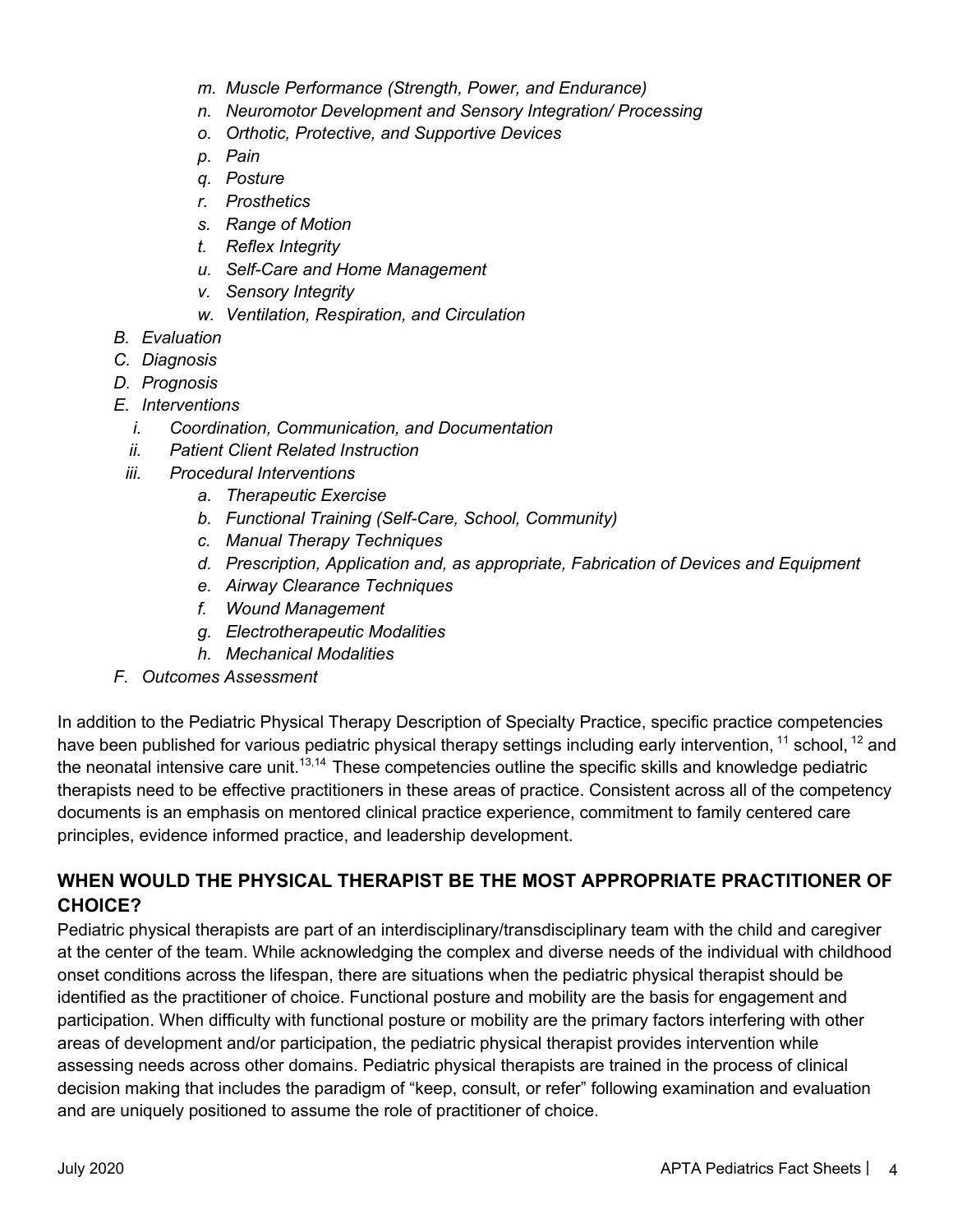*m. Muscle Performance (Strength, Power, and Endurance)*
*n. Neuromotor Development and Sensory Integration/ Processing*
*o. Orthotic, Protective, and Supportive Devices*
*p. Pain*
*q. Posture*
*r. Prosthetics*
*s. Range of Motion*
*t. Reflex Integrity*
*u. Self-Care and Home Management*
*v. Sensory Integrity*
*w. Ventilation, Respiration, and Circulation*

*B. Evaluation*
*C. Diagnosis*
*D. Prognosis*
*E. Interventions*
*i. Coordination, Communication, and Documentation*
*ii. Patient Client Related Instruction*
*iii. Procedural Interventions*
*a. Therapeutic Exercise*
*b. Functional Training (Self-Care, School, Community)*
*c. Manual Therapy Techniques*
*d. Prescription, Application and, as appropriate, Fabrication of Devices and Equipment*
*e. Airway Clearance Techniques*
*f. Wound Management*
*g. Electrotherapeutic Modalities*
*h. Mechanical Modalities*
*F. Outcomes Assessment*

In addition to the Pediatric Physical Therapy Description of Specialty Practice, specific practice competencies have been published for various pediatric physical therapy settings including early intervention, [11] school, [12] and the neonatal intensive care unit.[13,14] These competencies outline the specific skills and knowledge pediatric therapists need to be effective practitioners in these areas of practice. Consistent across all of the competency documents is an emphasis on mentored clinical practice experience, commitment to family centered care principles, evidence informed practice, and leadership development.

## WHEN WOULD THE PHYSICAL THERAPIST BE THE MOST APPROPRIATE PRACTITIONER OF CHOICE?

Pediatric physical therapists are part of an interdisciplinary/transdisciplinary team with the child and caregiver at the center of the team. While acknowledging the complex and diverse needs of the individual with childhood onset conditions across the lifespan, there are situations when the pediatric physical therapist should be identified as the practitioner of choice. Functional posture and mobility are the basis for engagement and participation. When difficulty with functional posture or mobility are the primary factors interfering with other areas of development and/or participation, the pediatric physical therapist provides intervention while assessing needs across other domains. Pediatric physical therapists are trained in the process of clinical decision making that includes the paradigm of "keep, consult, or refer" following examination and evaluation and are uniquely positioned to assume the role of practitioner of choice.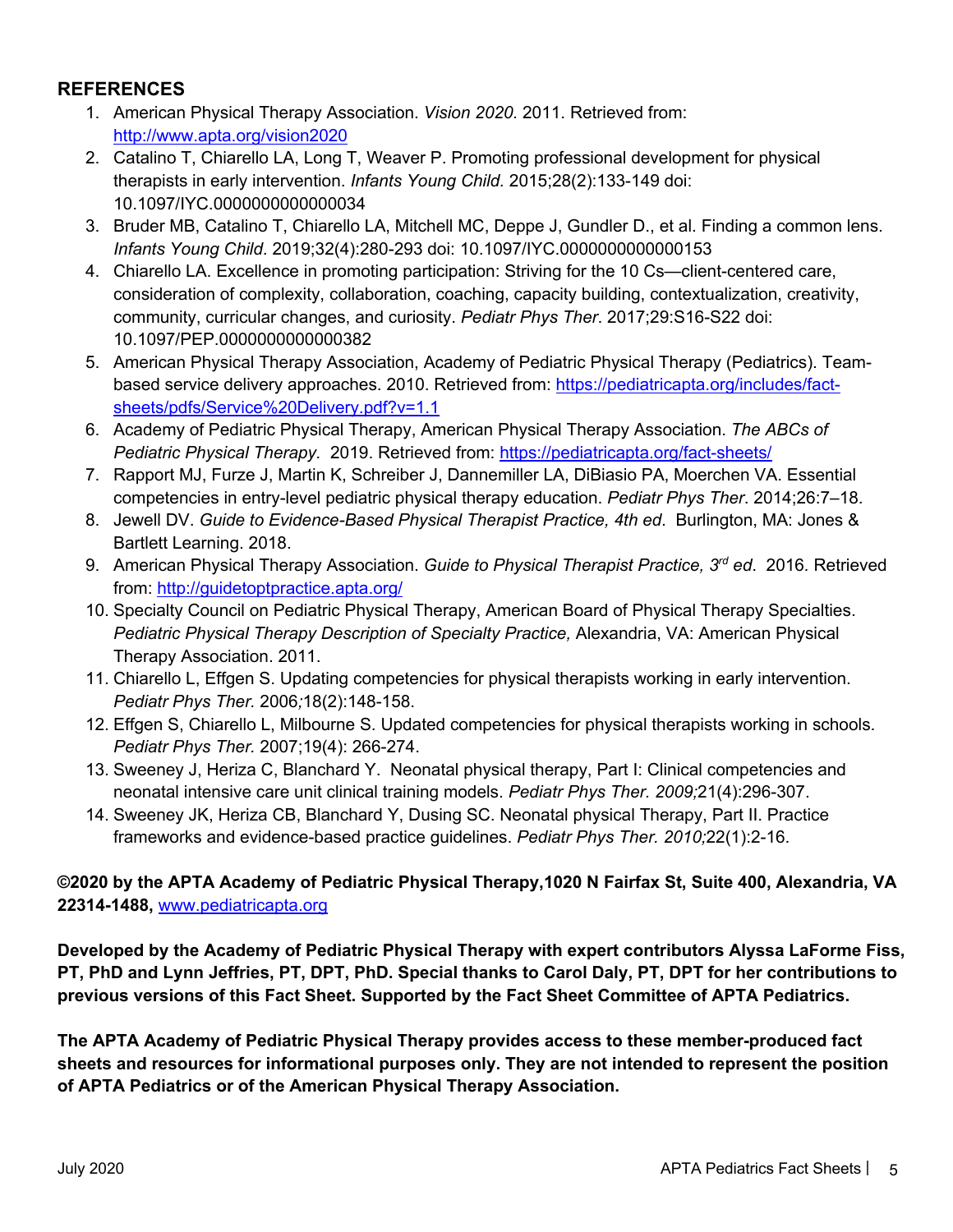## REFERENCES

1. American Physical Therapy Association. *Vision 2020.* 2011. Retrieved from: http://www.apta.org/vision2020
2. Catalino T, Chiarello LA, Long T, Weaver P. Promoting professional development for physical therapists in early intervention. *Infants Young Child*. 2015;28(2):133-149 doi: 10.1097/IYC.0000000000000034
3. Bruder MB, Catalino T, Chiarello LA, Mitchell MC, Deppe J, Gundler D., et al. Finding a common lens. *Infants Young Child*. 2019;32(4):280-293 doi: 10.1097/IYC.0000000000000153
4. Chiarello LA. Excellence in promoting participation: Striving for the 10 Cs—client-centered care, consideration of complexity, collaboration, coaching, capacity building, contextualization, creativity, community, curricular changes, and curiosity. *Pediatr Phys Ther.* 2017;29:S16-S22 doi: 10.1097/PEP.0000000000000382
5. American Physical Therapy Association, Academy of Pediatric Physical Therapy (Pediatrics). Team-based service delivery approaches. 2010. Retrieved from: https://pediatricapta.org/includes/fact-sheets/pdfs/Service%20Delivery.pdf?v=1.1
6. Academy of Pediatric Physical Therapy, American Physical Therapy Association. *The ABCs of Pediatric Physical Therapy.* 2019. Retrieved from: https://pediatricapta.org/fact-sheets/
7. Rapport MJ, Furze J, Martin K, Schreiber J, Dannemiller LA, DiBiasio PA, Moerchen VA. Essential competencies in entry-level pediatric physical therapy education. *Pediatr Phys Ther*. 2014;26:7–18.
8. Jewell DV. *Guide to Evidence-Based Physical Therapist Practice, 4th ed*. Burlington, MA: Jones & Bartlett Learning. 2018.
9. American Physical Therapy Association. *Guide to Physical Therapist Practice, 3rd ed*. 2016. Retrieved from: http://guidetoptpractice.apta.org/
10. Specialty Council on Pediatric Physical Therapy, American Board of Physical Therapy Specialties. *Pediatric Physical Therapy Description of Specialty Practice,* Alexandria, VA: American Physical Therapy Association. 2011.
11. Chiarello L, Effgen S. Updating competencies for physical therapists working in early intervention. *Pediatr Phys Ther.* 2006;18(2):148-158.
12. Effgen S, Chiarello L, Milbourne S. Updated competencies for physical therapists working in schools. *Pediatr Phys Ther.* 2007;19(4): 266-274.
13. Sweeney J, Heriza C, Blanchard Y. Neonatal physical therapy, Part I: Clinical competencies and neonatal intensive care unit clinical training models. *Pediatr Phys Ther. 2009;*21(4):296-307.
14. Sweeney JK, Heriza CB, Blanchard Y, Dusing SC. Neonatal physical Therapy, Part II. Practice frameworks and evidence-based practice guidelines. *Pediatr Phys Ther. 2010;*22(1):2-16.

**©2020 by the APTA Academy of Pediatric Physical Therapy,1020 N Fairfax St, Suite 400, Alexandria, VA 22314-1488,** www.pediatricapta.org

**Developed by the Academy of Pediatric Physical Therapy with expert contributors Alyssa LaForme Fiss, PT, PhD and Lynn Jeffries, PT, DPT, PhD. Special thanks to Carol Daly, PT, DPT for her contributions to previous versions of this Fact Sheet. Supported by the Fact Sheet Committee of APTA Pediatrics.**

**The APTA Academy of Pediatric Physical Therapy provides access to these member-produced fact sheets and resources for informational purposes only. They are not intended to represent the position of APTA Pediatrics or of the American Physical Therapy Association.**

July 2020